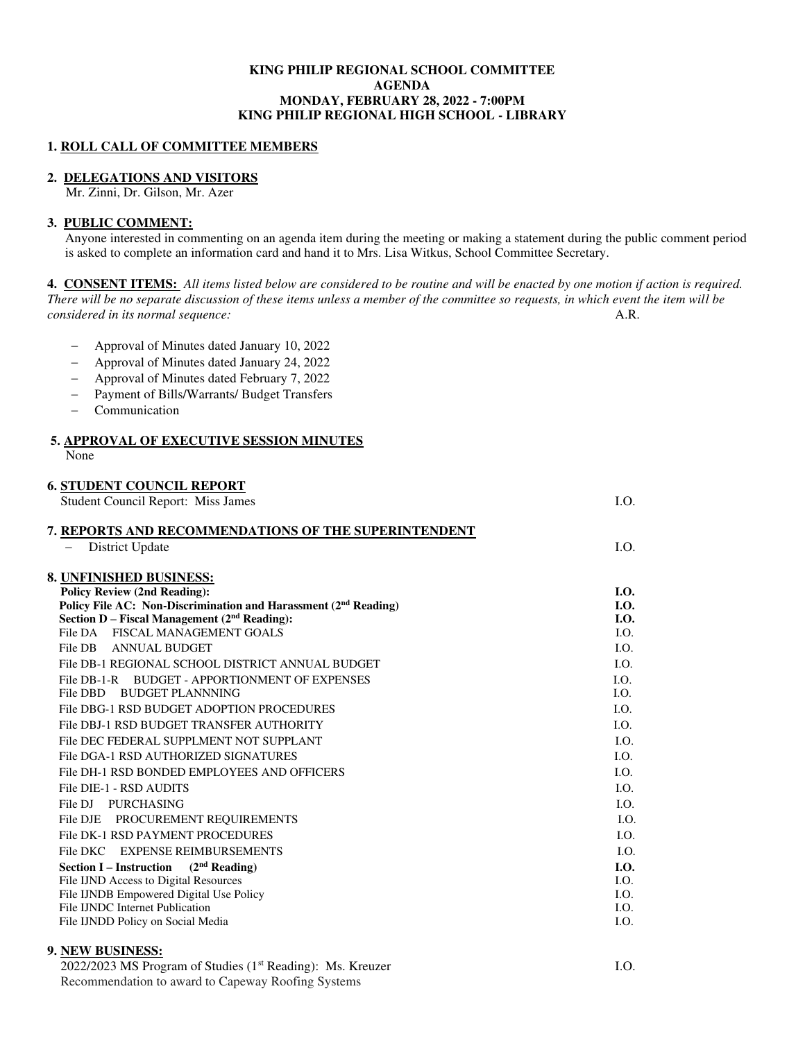**KING PHILIP REGIONAL SCHOOL COMMITTEE**
**AGENDA**
**MONDAY, FEBRUARY 28, 2022 - 7:00PM**
**KING PHILIP REGIONAL HIGH SCHOOL - LIBRARY**

**1. ROLL CALL OF COMMITTEE MEMBERS**

**2. DELEGATIONS AND VISITORS**
Mr. Zinni, Dr. Gilson, Mr. Azer

**3. PUBLIC COMMENT:**
Anyone interested in commenting on an agenda item during the meeting or making a statement during the public comment period is asked to complete an information card and hand it to Mrs. Lisa Witkus, School Committee Secretary.

**4. CONSENT ITEMS:** *All items listed below are considered to be routine and will be enacted by one motion if action is required. There will be no separate discussion of these items unless a member of the committee so requests, in which event the item will be considered in its normal sequence:* A.R.

- Approval of Minutes dated January 10, 2022
- Approval of Minutes dated January 24, 2022
- Approval of Minutes dated February 7, 2022
- Payment of Bills/Warrants/ Budget Transfers
- Communication

**5. APPROVAL OF EXECUTIVE SESSION MINUTES**
None

**6. STUDENT COUNCIL REPORT**
Student Council Report: Miss James — I.O.

**7. REPORTS AND RECOMMENDATIONS OF THE SUPERINTENDENT**
- District Update — I.O.

**8. UNFINISHED BUSINESS:**

**Policy Review (2nd Reading):** — **I.O.**
**Policy File AC: Non-Discrimination and Harassment (2nd Reading)** — **I.O.**
**Section D – Fiscal Management (2nd Reading):** — **I.O.**

File DA FISCAL MANAGEMENT GOALS — I.O.
File DB ANNUAL BUDGET — I.O.
File DB-1 REGIONAL SCHOOL DISTRICT ANNUAL BUDGET — I.O.
File DB-1-R BUDGET - APPORTIONMENT OF EXPENSES — I.O.
File DBD BUDGET PLANNNING — I.O.
File DBG-1 RSD BUDGET ADOPTION PROCEDURES — I.O.
File DBJ-1 RSD BUDGET TRANSFER AUTHORITY — I.O.
File DEC FEDERAL SUPPLMENT NOT SUPPLANT — I.O.
File DGA-1 RSD AUTHORIZED SIGNATURES — I.O.
File DH-1 RSD BONDED EMPLOYEES AND OFFICERS — I.O.
File DIE-1 - RSD AUDITS — I.O.
File DJ PURCHASING — I.O.
File DJE PROCUREMENT REQUIREMENTS — I.O.
File DK-1 RSD PAYMENT PROCEDURES — I.O.
File DKC EXPENSE REIMBURSEMENTS — I.O.

**Section I – Instruction (2nd Reading)** — **I.O.**

File IJND Access to Digital Resources — I.O.
File IJNDB Empowered Digital Use Policy — I.O.
File IJNDC Internet Publication — I.O.
File IJNDD Policy on Social Media — I.O.

**9. NEW BUSINESS:**
2022/2023 MS Program of Studies (1st Reading): Ms. Kreuzer — I.O.
Recommendation to award to Capeway Roofing Systems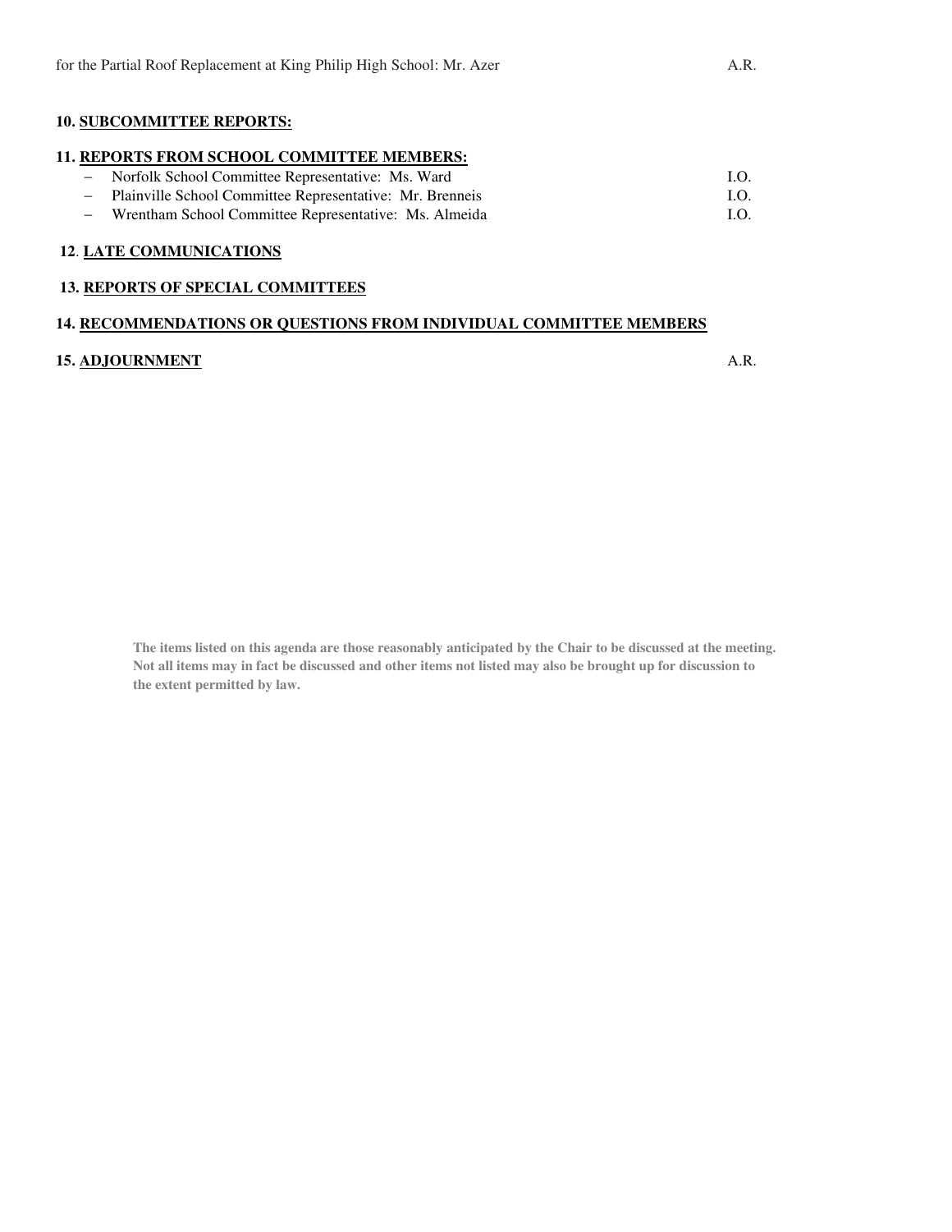for the Partial Roof Replacement at King Philip High School: Mr. Azer A.R.

**10. SUBCOMMITTEE REPORTS:**

**11. REPORTS FROM SCHOOL COMMITTEE MEMBERS:**

- Norfolk School Committee Representative: Ms. Ward I.O.
- Plainville School Committee Representative: Mr. Brenneis I.O.
- Wrentham School Committee Representative: Ms. Almeida I.O.

**12. LATE COMMUNICATIONS**

**13. REPORTS OF SPECIAL COMMITTEES**

**14. RECOMMENDATIONS OR QUESTIONS FROM INDIVIDUAL COMMITTEE MEMBERS**

**15. ADJOURNMENT** A.R.

**The items listed on this agenda are those reasonably anticipated by the Chair to be discussed at the meeting. Not all items may in fact be discussed and other items not listed may also be brought up for discussion to the extent permitted by law.**